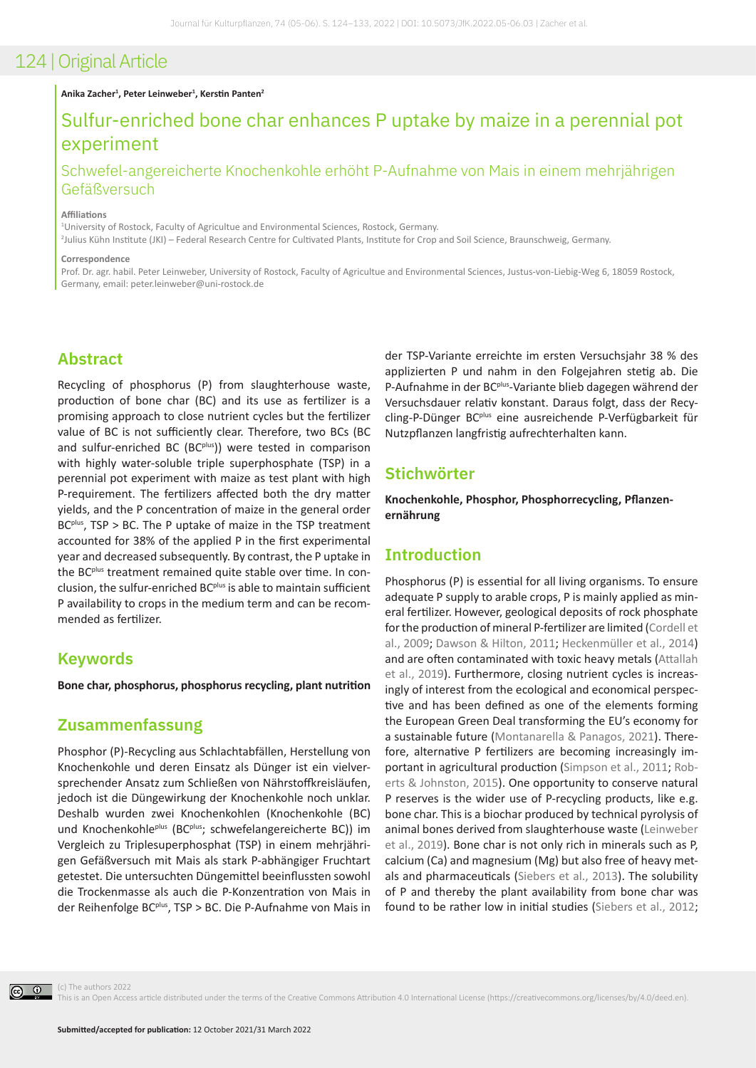# Sulfur-enriched bone char enhances P uptake by maize in a perennial pot experiment

## Schwefel-angereicherte Knochenkohle erhöht P-Aufnahme von Mais in einem mehrjährigen Gefäßversuch

**Anika Zacher[1], Peter Leinweber[1], Kerstin Panten[2]**

**Affiliations**

[1]University of Rostock, Faculty of Agricultue and Environmental Sciences, Rostock, Germany.
[2]Julius Kühn Institute (JKI) – Federal Research Centre for Cultivated Plants, Institute for Crop and Soil Science, Braunschweig, Germany.

**Correspondence**

Prof. Dr. agr. habil. Peter Leinweber, University of Rostock, Faculty of Agricultue and Environmental Sciences, Justus-von-Liebig-Weg 6, 18059 Rostock, Germany, email: peter.leinweber@uni-rostock.de

## Abstract

Recycling of phosphorus (P) from slaughterhouse waste, production of bone char (BC) and its use as fertilizer is a promising approach to close nutrient cycles but the fertilizer value of BC is not sufficiently clear. Therefore, two BCs (BC and sulfur-enriched BC ($BC^{plus}$)) were tested in comparison with highly water-soluble triple superphosphate (TSP) in a perennial pot experiment with maize as test plant with high P-requirement. The fertilizers affected both the dry matter yields, and the P concentration of maize in the general order $BC^{plus}$, TSP > BC. The P uptake of maize in the TSP treatment accounted for 38% of the applied P in the first experimental year and decreased subsequently. By contrast, the P uptake in the $BC^{plus}$ treatment remained quite stable over time. In conclusion, the sulfur-enriched $BC^{plus}$ is able to maintain sufficient P availability to crops in the medium term and can be recommended as fertilizer.

## Keywords

**Bone char, phosphorus, phosphorus recycling, plant nutrition**

## Zusammenfassung

Phosphor (P)-Recycling aus Schlachtabfällen, Herstellung von Knochenkohle und deren Einsatz als Dünger ist ein vielversprechender Ansatz zum Schließen von Nährstoffkreisläufen, jedoch ist die Düngewirkung der Knochenkohle noch unklar. Deshalb wurden zwei Knochenkohlen (Knochenkohle (BC) und Knochenkohle$^{plus}$ ($BC^{plus}$; schwefelangereicherte BC)) im Vergleich zu Triplesuperphosphat (TSP) in einem mehrjährigen Gefäßversuch mit Mais als stark P-abhängiger Fruchtart getestet. Die untersuchten Düngemittel beeinflussten sowohl die Trockenmasse als auch die P-Konzentration von Mais in der Reihenfolge $BC^{plus}$, TSP > BC. Die P-Aufnahme von Mais in der TSP-Variante erreichte im ersten Versuchsjahr 38 % des applizierten P und nahm in den Folgejahren stetig ab. Die P-Aufnahme in der $BC^{plus}$-Variante blieb dagegen während der Versuchsdauer relativ konstant. Daraus folgt, dass der Recycling-P-Dünger $BC^{plus}$ eine ausreichende P-Verfügbarkeit für Nutzpflanzen langfristig aufrechterhalten kann.

## Stichwörter

**Knochenkohle, Phosphor, Phosphorrecycling, Pflanzenernährung**

## Introduction

Phosphorus (P) is essential for all living organisms. To ensure adequate P supply to arable crops, P is mainly applied as mineral fertilizer. However, geological deposits of rock phosphate for the production of mineral P-fertilizer are limited (Cordell et al., 2009; Dawson & Hilton, 2011; Heckenmüller et al., 2014) and are often contaminated with toxic heavy metals (Attallah et al., 2019). Furthermore, closing nutrient cycles is increasingly of interest from the ecological and economical perspective and has been defined as one of the elements forming the European Green Deal transforming the EU's economy for a sustainable future (Montanarella & Panagos, 2021). Therefore, alternative P fertilizers are becoming increasingly important in agricultural production (Simpson et al., 2011; Roberts & Johnston, 2015). One opportunity to conserve natural P reserves is the wider use of P-recycling products, like e.g. bone char. This is a biochar produced by technical pyrolysis of animal bones derived from slaughterhouse waste (Leinweber et al., 2019). Bone char is not only rich in minerals such as P, calcium (Ca) and magnesium (Mg) but also free of heavy metals and pharmaceuticals (Siebers et al., 2013). The solubility of P and thereby the plant availability from bone char was found to be rather low in initial studies (Siebers et al., 2012;

(c) The authors 2022
This is an Open Access article distributed under the terms of the Creative Commons Attribution 4.0 International License (https://creativecommons.org/licenses/by/4.0/deed.en).

**Submitted/accepted for publication:** 12 October 2021/31 March 2022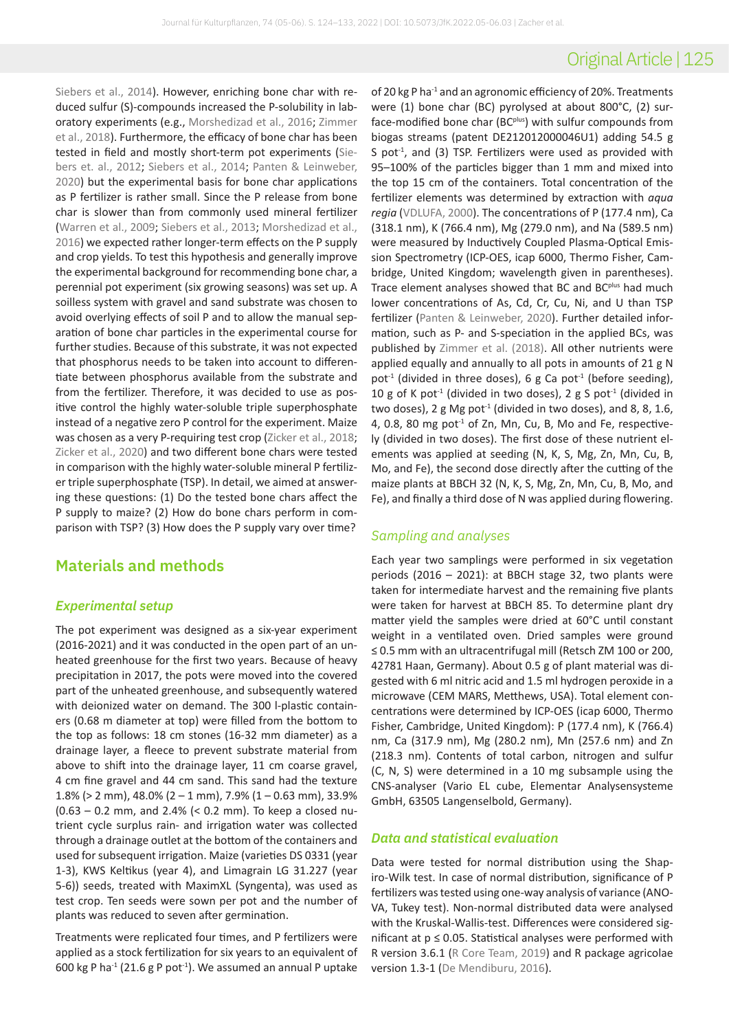Siebers et al., 2014). However, enriching bone char with reduced sulfur (S)-compounds increased the P-solubility in laboratory experiments (e.g., Morshedizad et al., 2016; Zimmer et al., 2018). Furthermore, the efficacy of bone char has been tested in field and mostly short-term pot experiments (Siebers et. al., 2012; Siebers et al., 2014; Panten & Leinweber, 2020) but the experimental basis for bone char applications as P fertilizer is rather small. Since the P release from bone char is slower than from commonly used mineral fertilizer (Warren et al., 2009; Siebers et al., 2013; Morshedizad et al., 2016) we expected rather longer-term effects on the P supply and crop yields. To test this hypothesis and generally improve the experimental background for recommending bone char, a perennial pot experiment (six growing seasons) was set up. A soilless system with gravel and sand substrate was chosen to avoid overlying effects of soil P and to allow the manual separation of bone char particles in the experimental course for further studies. Because of this substrate, it was not expected that phosphorus needs to be taken into account to differentiate between phosphorus available from the substrate and from the fertilizer. Therefore, it was decided to use as positive control the highly water-soluble triple superphosphate instead of a negative zero P control for the experiment. Maize was chosen as a very P-requiring test crop (Zicker et al., 2018; Zicker et al., 2020) and two different bone chars were tested in comparison with the highly water-soluble mineral P fertilizer triple superphosphate (TSP). In detail, we aimed at answering these questions: (1) Do the tested bone chars affect the P supply to maize? (2) How do bone chars perform in comparison with TSP? (3) How does the P supply vary over time?

## Materials and methods

### *Experimental setup*

The pot experiment was designed as a six-year experiment (2016-2021) and it was conducted in the open part of an unheated greenhouse for the first two years. Because of heavy precipitation in 2017, the pots were moved into the covered part of the unheated greenhouse, and subsequently watered with deionized water on demand. The 300 l-plastic containers (0.68 m diameter at top) were filled from the bottom to the top as follows: 18 cm stones (16-32 mm diameter) as a drainage layer, a fleece to prevent substrate material from above to shift into the drainage layer, 11 cm coarse gravel, 4 cm fine gravel and 44 cm sand. This sand had the texture 1.8% (> 2 mm), 48.0% (2 – 1 mm), 7.9% (1 – 0.63 mm), 33.9% (0.63 – 0.2 mm, and 2.4% (< 0.2 mm). To keep a closed nutrient cycle surplus rain- and irrigation water was collected through a drainage outlet at the bottom of the containers and used for subsequent irrigation. Maize (varieties DS 0331 (year 1-3), KWS Keltikus (year 4), and Limagrain LG 31.227 (year 5-6)) seeds, treated with MaximXL (Syngenta), was used as test crop. Ten seeds were sown per pot and the number of plants was reduced to seven after germination.

Treatments were replicated four times, and P fertilizers were applied as a stock fertilization for six years to an equivalent of 600 kg P ha$^{-1}$ (21.6 g P pot$^{-1}$). We assumed an annual P uptake of 20 kg P ha$^{-1}$ and an agronomic efficiency of 20%. Treatments were (1) bone char (BC) pyrolysed at about 800°C, (2) surface-modified bone char (BC$^{plus}$) with sulfur compounds from biogas streams (patent DE212012000046U1) adding 54.5 g S pot$^{-1}$, and (3) TSP. Fertilizers were used as provided with 95–100% of the particles bigger than 1 mm and mixed into the top 15 cm of the containers. Total concentration of the fertilizer elements was determined by extraction with *aqua regia* (VDLUFA, 2000). The concentrations of P (177.4 nm), Ca (318.1 nm), K (766.4 nm), Mg (279.0 nm), and Na (589.5 nm) were measured by Inductively Coupled Plasma-Optical Emission Spectrometry (ICP-OES, icap 6000, Thermo Fisher, Cambridge, United Kingdom; wavelength given in parentheses). Trace element analyses showed that BC and BC$^{plus}$ had much lower concentrations of As, Cd, Cr, Cu, Ni, and U than TSP fertilizer (Panten & Leinweber, 2020). Further detailed information, such as P- and S-speciation in the applied BCs, was published by Zimmer et al. (2018). All other nutrients were applied equally and annually to all pots in amounts of 21 g N pot$^{-1}$ (divided in three doses), 6 g Ca pot$^{-1}$ (before seeding), 10 g of K pot$^{-1}$ (divided in two doses), 2 g S pot$^{-1}$ (divided in two doses), 2 g Mg pot$^{-1}$ (divided in two doses), and 8, 8, 1.6, 4, 0.8, 80 mg pot$^{-1}$ of Zn, Mn, Cu, B, Mo and Fe, respectively (divided in two doses). The first dose of these nutrient elements was applied at seeding (N, K, S, Mg, Zn, Mn, Cu, B, Mo, and Fe), the second dose directly after the cutting of the maize plants at BBCH 32 (N, K, S, Mg, Zn, Mn, Cu, B, Mo, and Fe), and finally a third dose of N was applied during flowering.

### *Sampling and analyses*

Each year two samplings were performed in six vegetation periods (2016 – 2021): at BBCH stage 32, two plants were taken for intermediate harvest and the remaining five plants were taken for harvest at BBCH 85. To determine plant dry matter yield the samples were dried at 60°C until constant weight in a ventilated oven. Dried samples were ground ≤ 0.5 mm with an ultracentrifugal mill (Retsch ZM 100 or 200, 42781 Haan, Germany). About 0.5 g of plant material was digested with 6 ml nitric acid and 1.5 ml hydrogen peroxide in a microwave (CEM MARS, Metthews, USA). Total element concentrations were determined by ICP-OES (icap 6000, Thermo Fisher, Cambridge, United Kingdom): P (177.4 nm), K (766.4) nm, Ca (317.9 nm), Mg (280.2 nm), Mn (257.6 nm) and Zn (218.3 nm). Contents of total carbon, nitrogen and sulfur (C, N, S) were determined in a 10 mg subsample using the CNS-analyser (Vario EL cube, Elementar Analysensysteme GmbH, 63505 Langenselbold, Germany).

### *Data and statistical evaluation*

Data were tested for normal distribution using the Shapiro-Wilk test. In case of normal distribution, significance of P fertilizers was tested using one-way analysis of variance (ANOVA, Tukey test). Non-normal distributed data were analysed with the Kruskal-Wallis-test. Differences were considered significant at $p \leq 0.05$. Statistical analyses were performed with R version 3.6.1 (R Core Team, 2019) and R package agricolae version 1.3-1 (De Mendiburu, 2016).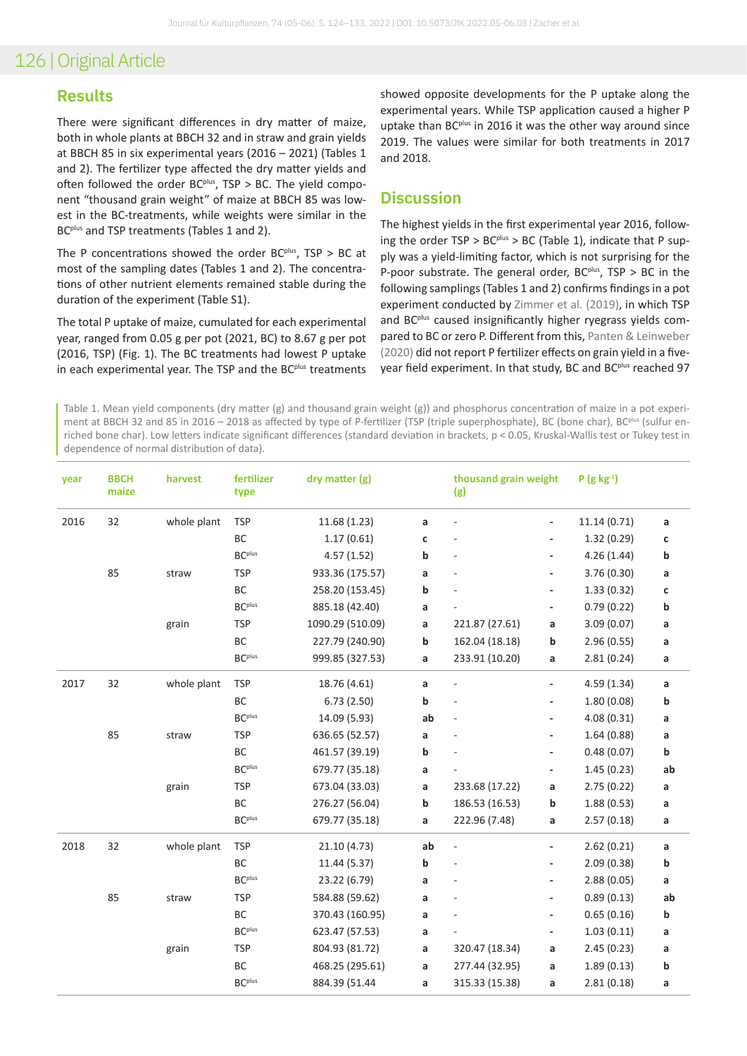## Results

There were significant differences in dry matter of maize, both in whole plants at BBCH 32 and in straw and grain yields at BBCH 85 in six experimental years (2016 – 2021) (Tables 1 and 2). The fertilizer type affected the dry matter yields and often followed the order BC$^{plus}$, TSP > BC. The yield component "thousand grain weight" of maize at BBCH 85 was lowest in the BC-treatments, while weights were similar in the BC$^{plus}$ and TSP treatments (Tables 1 and 2).

The P concentrations showed the order BC$^{plus}$, TSP > BC at most of the sampling dates (Tables 1 and 2). The concentrations of other nutrient elements remained stable during the duration of the experiment (Table S1).

The total P uptake of maize, cumulated for each experimental year, ranged from 0.05 g per pot (2021, BC) to 8.67 g per pot (2016, TSP) (Fig. 1). The BC treatments had lowest P uptake in each experimental year. The TSP and the BC$^{plus}$ treatments showed opposite developments for the P uptake along the experimental years. While TSP application caused a higher P uptake than BC$^{plus}$ in 2016 it was the other way around since 2019. The values were similar for both treatments in 2017 and 2018.

## Discussion

The highest yields in the first experimental year 2016, following the order TSP > BC$^{plus}$ > BC (Table 1), indicate that P supply was a yield-limiting factor, which is not surprising for the P-poor substrate. The general order, BC$^{plus}$, TSP > BC in the following samplings (Tables 1 and 2) confirms findings in a pot experiment conducted by Zimmer et al. (2019), in which TSP and BC$^{plus}$ caused insignificantly higher ryegrass yields compared to BC or zero P. Different from this, Panten & Leinweber (2020) did not report P fertilizer effects on grain yield in a five-year field experiment. In that study, BC and BC$^{plus}$ reached 97

Table 1. Mean yield components (dry matter (g) and thousand grain weight (g)) and phosphorus concentration of maize in a pot experiment at BBCH 32 and 85 in 2016 – 2018 as affected by type of P-fertilizer (TSP (triple superphosphate), BC (bone char), BC$^{plus}$ (sulfur enriched bone char). Low letters indicate significant differences (standard deviation in brackets, $p < 0.05$, Kruskal-Wallis test or Tukey test in dependence of normal distribution of data).

| year | BBCH maize | harvest | fertilizer type | dry matter (g) | | thousand grain weight (g) | | P (g kg$^{-1}$) | |
|---|---|---|---|---|---|---|---|---|---|
| 2016 | 32 | whole plant | TSP | 11.68 (1.23) | a | - | - | 11.14 (0.71) | a |
| | | | BC | 1.17 (0.61) | c | - | - | 1.32 (0.29) | c |
| | | | BC$^{plus}$ | 4.57 (1.52) | b | - | - | 4.26 (1.44) | b |
| | 85 | straw | TSP | 933.36 (175.57) | a | - | - | 3.76 (0.30) | a |
| | | | BC | 258.20 (153.45) | b | - | - | 1.33 (0.32) | c |
| | | | BC$^{plus}$ | 885.18 (42.40) | a | - | - | 0.79 (0.22) | b |
| | | grain | TSP | 1090.29 (510.09) | a | 221.87 (27.61) | a | 3.09 (0.07) | a |
| | | | BC | 227.79 (240.90) | b | 162.04 (18.18) | b | 2.96 (0.55) | a |
| | | | BC$^{plus}$ | 999.85 (327.53) | a | 233.91 (10.20) | a | 2.81 (0.24) | a |
| 2017 | 32 | whole plant | TSP | 18.76 (4.61) | a | - | - | 4.59 (1.34) | a |
| | | | BC | 6.73 (2.50) | b | - | - | 1.80 (0.08) | b |
| | | | BC$^{plus}$ | 14.09 (5.93) | ab | - | - | 4.08 (0.31) | a |
| | 85 | straw | TSP | 636.65 (52.57) | a | - | - | 1.64 (0.88) | a |
| | | | BC | 461.57 (39.19) | b | - | - | 0.48 (0.07) | b |
| | | | BC$^{plus}$ | 679.77 (35.18) | a | - | - | 1.45 (0.23) | ab |
| | | grain | TSP | 673.04 (33.03) | a | 233.68 (17.22) | a | 2.75 (0.22) | a |
| | | | BC | 276.27 (56.04) | b | 186.53 (16.53) | b | 1.88 (0.53) | a |
| | | | BC$^{plus}$ | 679.77 (35.18) | a | 222.96 (7.48) | a | 2.57 (0.18) | a |
| 2018 | 32 | whole plant | TSP | 21.10 (4.73) | ab | - | - | 2.62 (0.21) | a |
| | | | BC | 11.44 (5.37) | b | - | - | 2.09 (0.38) | b |
| | | | BC$^{plus}$ | 23.22 (6.79) | a | - | - | 2.88 (0.05) | a |
| | 85 | straw | TSP | 584.88 (59.62) | a | - | - | 0.89 (0.13) | ab |
| | | | BC | 370.43 (160.95) | a | - | - | 0.65 (0.16) | b |
| | | | BC$^{plus}$ | 623.47 (57.53) | a | - | - | 1.03 (0.11) | a |
| | | grain | TSP | 804.93 (81.72) | a | 320.47 (18.34) | a | 2.45 (0.23) | a |
| | | | BC | 468.25 (295.61) | a | 277.44 (32.95) | a | 1.89 (0.13) | b |
| | | | BC$^{plus}$ | 884.39 (51.44 | a | 315.33 (15.38) | a | 2.81 (0.18) | a |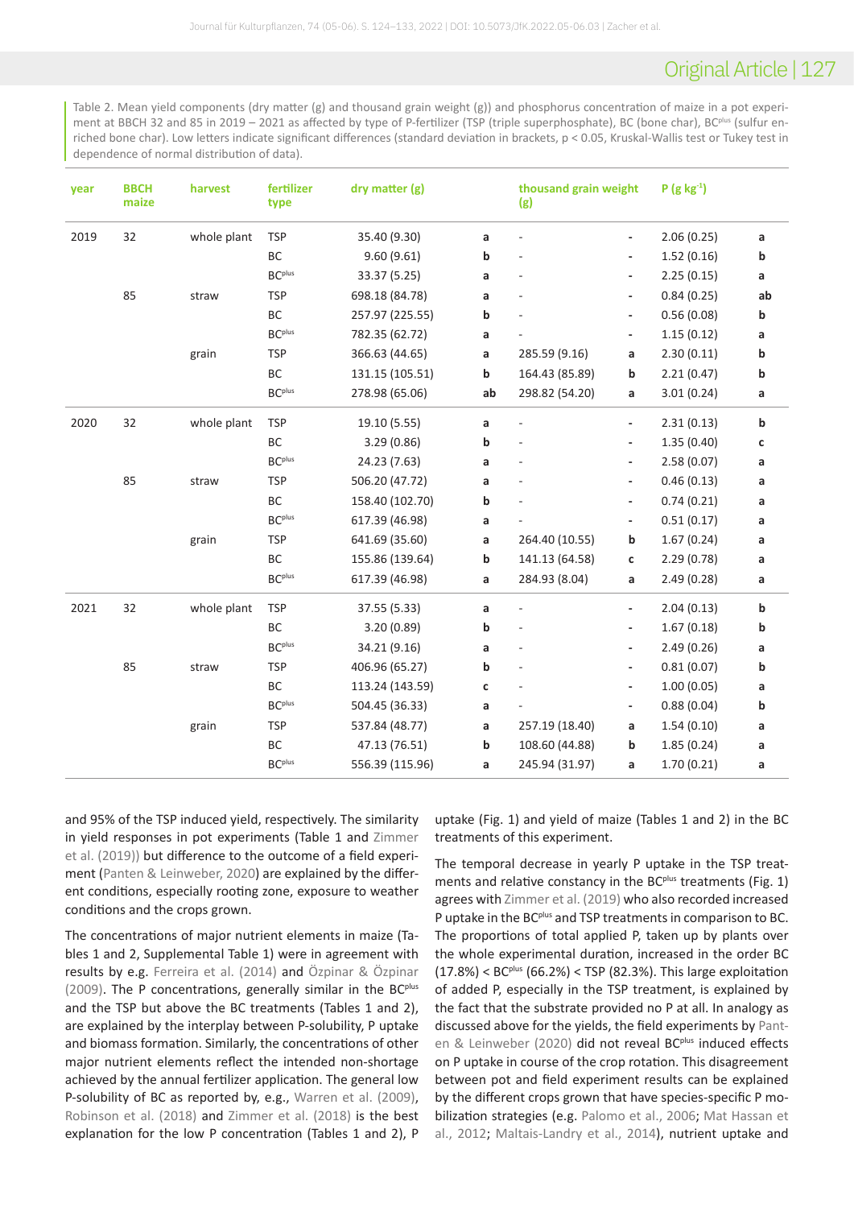Table 2. Mean yield components (dry matter (g) and thousand grain weight (g)) and phosphorus concentration of maize in a pot experiment at BBCH 32 and 85 in 2019 – 2021 as affected by type of P-fertilizer (TSP (triple superphosphate), BC (bone char), BC$^{plus}$ (sulfur enriched bone char). Low letters indicate significant differences (standard deviation in brackets, $p < 0.05$, Kruskal-Wallis test or Tukey test in dependence of normal distribution of data).

| year | BBCH maize | harvest | fertilizer type | dry matter (g) | | thousand grain weight (g) | | P (g kg$^{-1}$) | |
|---|---|---|---|---|---|---|---|---|---|
| 2019 | 32 | whole plant | TSP | 35.40 (9.30) | a | - | - | 2.06 (0.25) | a |
| | | | BC | 9.60 (9.61) | b | - | - | 1.52 (0.16) | b |
| | | | BC$^{plus}$ | 33.37 (5.25) | a | - | - | 2.25 (0.15) | a |
| | 85 | straw | TSP | 698.18 (84.78) | a | - | - | 0.84 (0.25) | ab |
| | | | BC | 257.97 (225.55) | b | - | - | 0.56 (0.08) | b |
| | | | BC$^{plus}$ | 782.35 (62.72) | a | - | - | 1.15 (0.12) | a |
| | | grain | TSP | 366.63 (44.65) | a | 285.59 (9.16) | a | 2.30 (0.11) | b |
| | | | BC | 131.15 (105.51) | b | 164.43 (85.89) | b | 2.21 (0.47) | b |
| | | | BC$^{plus}$ | 278.98 (65.06) | ab | 298.82 (54.20) | a | 3.01 (0.24) | a |
| 2020 | 32 | whole plant | TSP | 19.10 (5.55) | a | - | - | 2.31 (0.13) | b |
| | | | BC | 3.29 (0.86) | b | - | - | 1.35 (0.40) | c |
| | | | BC$^{plus}$ | 24.23 (7.63) | a | - | - | 2.58 (0.07) | a |
| | 85 | straw | TSP | 506.20 (47.72) | a | - | - | 0.46 (0.13) | a |
| | | | BC | 158.40 (102.70) | b | - | - | 0.74 (0.21) | a |
| | | | BC$^{plus}$ | 617.39 (46.98) | a | - | - | 0.51 (0.17) | a |
| | | grain | TSP | 641.69 (35.60) | a | 264.40 (10.55) | b | 1.67 (0.24) | a |
| | | | BC | 155.86 (139.64) | b | 141.13 (64.58) | c | 2.29 (0.78) | a |
| | | | BC$^{plus}$ | 617.39 (46.98) | a | 284.93 (8.04) | a | 2.49 (0.28) | a |
| 2021 | 32 | whole plant | TSP | 37.55 (5.33) | a | - | - | 2.04 (0.13) | b |
| | | | BC | 3.20 (0.89) | b | - | - | 1.67 (0.18) | b |
| | | | BC$^{plus}$ | 34.21 (9.16) | a | - | - | 2.49 (0.26) | a |
| | 85 | straw | TSP | 406.96 (65.27) | b | - | - | 0.81 (0.07) | b |
| | | | BC | 113.24 (143.59) | c | - | - | 1.00 (0.05) | a |
| | | | BC$^{plus}$ | 504.45 (36.33) | a | - | - | 0.88 (0.04) | b |
| | | grain | TSP | 537.84 (48.77) | a | 257.19 (18.40) | a | 1.54 (0.10) | a |
| | | | BC | 47.13 (76.51) | b | 108.60 (44.88) | b | 1.85 (0.24) | a |
| | | | BC$^{plus}$ | 556.39 (115.96) | a | 245.94 (31.97) | a | 1.70 (0.21) | a |

and 95% of the TSP induced yield, respectively. The similarity in yield responses in pot experiments (Table 1 and Zimmer et al. (2019)) but difference to the outcome of a field experiment (Panten & Leinweber, 2020) are explained by the different conditions, especially rooting zone, exposure to weather conditions and the crops grown.

The concentrations of major nutrient elements in maize (Tables 1 and 2, Supplemental Table 1) were in agreement with results by e.g. Ferreira et al. (2014) and Özpinar & Özpinar (2009). The P concentrations, generally similar in the BC$^{plus}$ and the TSP but above the BC treatments (Tables 1 and 2), are explained by the interplay between P-solubility, P uptake and biomass formation. Similarly, the concentrations of other major nutrient elements reflect the intended non-shortage achieved by the annual fertilizer application. The general low P-solubility of BC as reported by, e.g., Warren et al. (2009), Robinson et al. (2018) and Zimmer et al. (2018) is the best explanation for the low P concentration (Tables 1 and 2), P uptake (Fig. 1) and yield of maize (Tables 1 and 2) in the BC treatments of this experiment.

The temporal decrease in yearly P uptake in the TSP treatments and relative constancy in the BC$^{plus}$ treatments (Fig. 1) agrees with Zimmer et al. (2019) who also recorded increased P uptake in the BC$^{plus}$ and TSP treatments in comparison to BC. The proportions of total applied P, taken up by plants over the whole experimental duration, increased in the order BC (17.8%) < BC$^{plus}$ (66.2%) < TSP (82.3%). This large exploitation of added P, especially in the TSP treatment, is explained by the fact that the substrate provided no P at all. In analogy as discussed above for the yields, the field experiments by Panten & Leinweber (2020) did not reveal BC$^{plus}$ induced effects on P uptake in course of the crop rotation. This disagreement between pot and field experiment results can be explained by the different crops grown that have species-specific P mobilization strategies (e.g. Palomo et al., 2006; Mat Hassan et al., 2012; Maltais-Landry et al., 2014), nutrient uptake and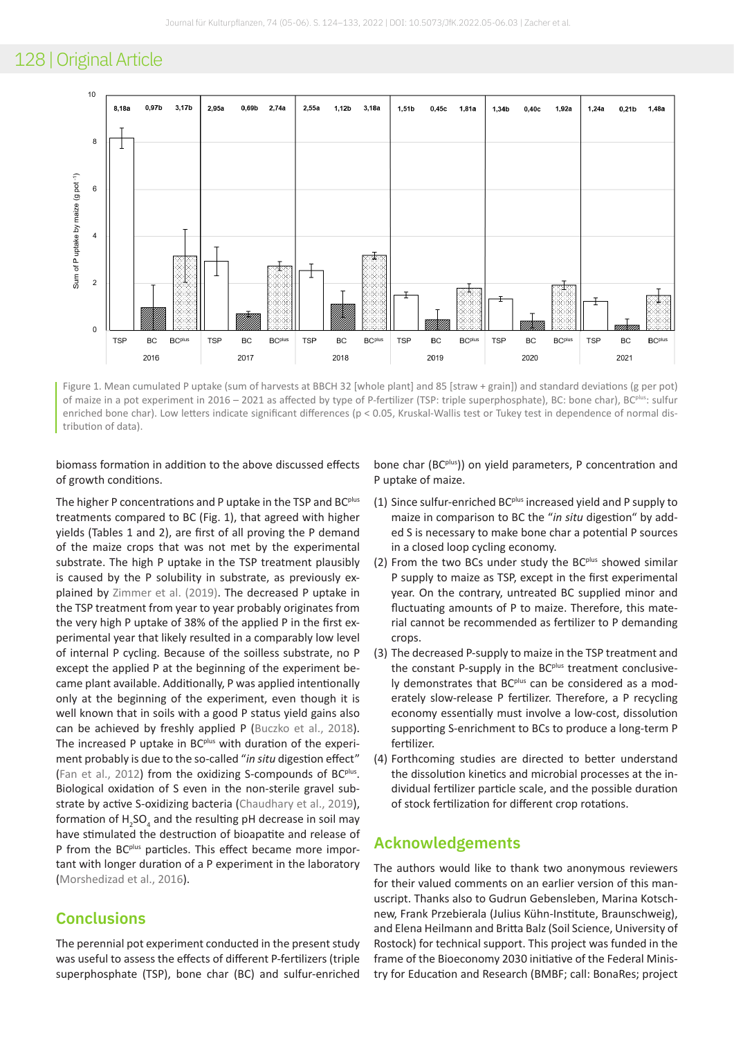Figure 1. Mean cumulated P uptake (sum of harvests at BBCH 32 [whole plant] and 85 [straw + grain]) and standard deviations (g per pot) of maize in a pot experiment in 2016 – 2021 as affected by type of P-fertilizer (TSP: triple superphosphate), BC: bone char), BC$^{plus}$: sulfur enriched bone char). Low letters indicate significant differences (p < 0.05, Kruskal-Wallis test or Tukey test in dependence of normal distribution of data).

biomass formation in addition to the above discussed effects of growth conditions.

The higher P concentrations and P uptake in the TSP and BC$^{plus}$ treatments compared to BC (Fig. 1), that agreed with higher yields (Tables 1 and 2), are first of all proving the P demand of the maize crops that was not met by the experimental substrate. The high P uptake in the TSP treatment plausibly is caused by the P solubility in substrate, as previously explained by Zimmer et al. (2019). The decreased P uptake in the TSP treatment from year to year probably originates from the very high P uptake of 38% of the applied P in the first experimental year that likely resulted in a comparably low level of internal P cycling. Because of the soilless substrate, no P except the applied P at the beginning of the experiment became plant available. Additionally, P was applied intentionally only at the beginning of the experiment, even though it is well known that in soils with a good P status yield gains also can be achieved by freshly applied P (Buczko et al., 2018). The increased P uptake in BC$^{plus}$ with duration of the experiment probably is due to the so-called "*in situ* digestion effect" (Fan et al., 2012) from the oxidizing S-compounds of BC$^{plus}$. Biological oxidation of S even in the non-sterile gravel substrate by active S-oxidizing bacteria (Chaudhary et al., 2019), formation of $H_2SO_4$ and the resulting pH decrease in soil may have stimulated the destruction of bioapatite and release of P from the BC$^{plus}$ particles. This effect became more important with longer duration of a P experiment in the laboratory (Morshedizad et al., 2016).

## Conclusions

The perennial pot experiment conducted in the present study was useful to assess the effects of different P-fertilizers (triple superphosphate (TSP), bone char (BC) and sulfur-enriched bone char (BC$^{plus}$)) on yield parameters, P concentration and P uptake of maize.

1. Since sulfur-enriched BC$^{plus}$ increased yield and P supply to maize in comparison to BC the "*in situ* digestion" by added S is necessary to make bone char a potential P sources in a closed loop cycling economy.
2. From the two BCs under study the BC$^{plus}$ showed similar P supply to maize as TSP, except in the first experimental year. On the contrary, untreated BC supplied minor and fluctuating amounts of P to maize. Therefore, this material cannot be recommended as fertilizer to P demanding crops.
3. The decreased P-supply to maize in the TSP treatment and the constant P-supply in the BC$^{plus}$ treatment conclusively demonstrates that BC$^{plus}$ can be considered as a moderately slow-release P fertilizer. Therefore, a P recycling economy essentially must involve a low-cost, dissolution supporting S-enrichment to BCs to produce a long-term P fertilizer.
4. Forthcoming studies are directed to better understand the dissolution kinetics and microbial processes at the individual fertilizer particle scale, and the possible duration of stock fertilization for different crop rotations.

## Acknowledgements

The authors would like to thank two anonymous reviewers for their valued comments on an earlier version of this manuscript. Thanks also to Gudrun Gebensleben, Marina Kotschnew, Frank Przebierala (Julius Kühn-Institute, Braunschweig), and Elena Heilmann and Britta Balz (Soil Science, University of Rostock) for technical support. This project was funded in the frame of the Bioeconomy 2030 initiative of the Federal Ministry for Education and Research (BMBF; call: BonaRes; project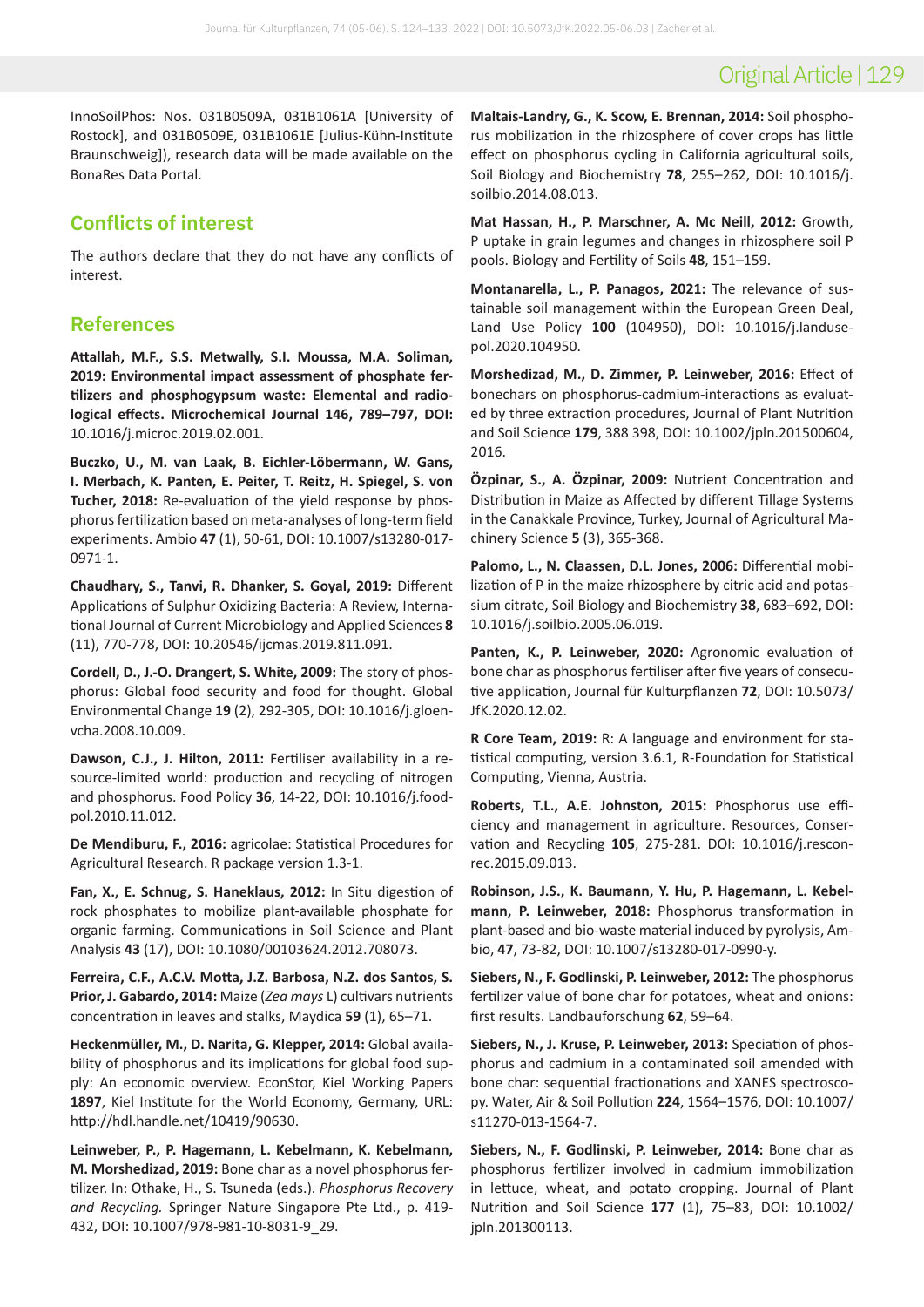InnoSoilPhos: Nos. 031B0509A, 031B1061A [University of Rostock], and 031B0509E, 031B1061E [Julius-Kühn-Institute Braunschweig]), research data will be made available on the BonaRes Data Portal.

## Conflicts of interest

The authors declare that they do not have any conflicts of interest.

## References

**Attallah, M.F., S.S. Metwally, S.I. Moussa, M.A. Soliman, 2019: Environmental impact assessment of phosphate fertilizers and phosphogypsum waste: Elemental and radiological effects. Microchemical Journal 146, 789–797, DOI:** 10.1016/j.microc.2019.02.001.

**Buczko, U., M. van Laak, B. Eichler-Löbermann, W. Gans, I. Merbach, K. Panten, E. Peiter, T. Reitz, H. Spiegel, S. von Tucher, 2018:** Re-evaluation of the yield response by phosphorus fertilization based on meta-analyses of long-term field experiments. Ambio **47** (1), 50-61, DOI: 10.1007/s13280-017-0971-1.

**Chaudhary, S., Tanvi, R. Dhanker, S. Goyal, 2019:** Different Applications of Sulphur Oxidizing Bacteria: A Review, International Journal of Current Microbiology and Applied Sciences **8** (11), 770-778, DOI: 10.20546/ijcmas.2019.811.091.

**Cordell, D., J.-O. Drangert, S. White, 2009:** The story of phosphorus: Global food security and food for thought. Global Environmental Change **19** (2), 292-305, DOI: 10.1016/j.gloenvcha.2008.10.009.

**Dawson, C.J., J. Hilton, 2011:** Fertiliser availability in a resource-limited world: production and recycling of nitrogen and phosphorus. Food Policy **36**, 14-22, DOI: 10.1016/j.foodpol.2010.11.012.

**De Mendiburu, F., 2016:** agricolae: Statistical Procedures for Agricultural Research. R package version 1.3-1.

**Fan, X., E. Schnug, S. Haneklaus, 2012:** In Situ digestion of rock phosphates to mobilize plant-available phosphate for organic farming. Communications in Soil Science and Plant Analysis **43** (17), DOI: 10.1080/00103624.2012.708073.

**Ferreira, C.F., A.C.V. Motta, J.Z. Barbosa, N.Z. dos Santos, S. Prior, J. Gabardo, 2014:** Maize (*Zea mays* L) cultivars nutrients concentration in leaves and stalks, Maydica **59** (1), 65–71.

**Heckenmüller, M., D. Narita, G. Klepper, 2014:** Global availability of phosphorus and its implications for global food supply: An economic overview. EconStor, Kiel Working Papers **1897**, Kiel Institute for the World Economy, Germany, URL: http://hdl.handle.net/10419/90630.

**Leinweber, P., P. Hagemann, L. Kebelmann, K. Kebelmann, M. Morshedizad, 2019:** Bone char as a novel phosphorus fertilizer. In: Othake, H., S. Tsuneda (eds.). *Phosphorus Recovery and Recycling.* Springer Nature Singapore Pte Ltd., p. 419-432, DOI: 10.1007/978-981-10-8031-9_29.

**Maltais-Landry, G., K. Scow, E. Brennan, 2014:** Soil phosphorus mobilization in the rhizosphere of cover crops has little effect on phosphorus cycling in California agricultural soils, Soil Biology and Biochemistry **78**, 255–262, DOI: 10.1016/j.soilbio.2014.08.013.

**Mat Hassan, H., P. Marschner, A. Mc Neill, 2012:** Growth, P uptake in grain legumes and changes in rhizosphere soil P pools. Biology and Fertility of Soils **48**, 151–159.

**Montanarella, L., P. Panagos, 2021:** The relevance of sustainable soil management within the European Green Deal, Land Use Policy **100** (104950), DOI: 10.1016/j.landusepol.2020.104950.

**Morshedizad, M., D. Zimmer, P. Leinweber, 2016:** Effect of bonechars on phosphorus-cadmium-interactions as evaluated by three extraction procedures, Journal of Plant Nutrition and Soil Science **179**, 388 398, DOI: 10.1002/jpln.201500604, 2016.

**Özpinar, S., A. Özpinar, 2009:** Nutrient Concentration and Distribution in Maize as Affected by different Tillage Systems in the Canakkale Province, Turkey, Journal of Agricultural Machinery Science **5** (3), 365-368.

**Palomo, L., N. Claassen, D.L. Jones, 2006:** Differential mobilization of P in the maize rhizosphere by citric acid and potassium citrate, Soil Biology and Biochemistry **38**, 683–692, DOI: 10.1016/j.soilbio.2005.06.019.

**Panten, K., P. Leinweber, 2020:** Agronomic evaluation of bone char as phosphorus fertiliser after five years of consecutive application, Journal für Kulturpflanzen **72**, DOI: 10.5073/JfK.2020.12.02.

**R Core Team, 2019:** R: A language and environment for statistical computing, version 3.6.1, R-Foundation for Statistical Computing, Vienna, Austria.

**Roberts, T.L., A.E. Johnston, 2015:** Phosphorus use efficiency and management in agriculture. Resources, Conservation and Recycling **105**, 275-281. DOI: 10.1016/j.resconrec.2015.09.013.

**Robinson, J.S., K. Baumann, Y. Hu, P. Hagemann, L. Kebelmann, P. Leinweber, 2018:** Phosphorus transformation in plant-based and bio-waste material induced by pyrolysis, Ambio, **47**, 73-82, DOI: 10.1007/s13280-017-0990-y.

**Siebers, N., F. Godlinski, P. Leinweber, 2012:** The phosphorus fertilizer value of bone char for potatoes, wheat and onions: first results. Landbauforschung **62**, 59–64.

**Siebers, N., J. Kruse, P. Leinweber, 2013:** Speciation of phosphorus and cadmium in a contaminated soil amended with bone char: sequential fractionations and XANES spectroscopy. Water, Air & Soil Pollution **224**, 1564–1576, DOI: 10.1007/s11270-013-1564-7.

**Siebers, N., F. Godlinski, P. Leinweber, 2014:** Bone char as phosphorus fertilizer involved in cadmium immobilization in lettuce, wheat, and potato cropping. Journal of Plant Nutrition and Soil Science **177** (1), 75–83, DOI: 10.1002/jpln.201300113.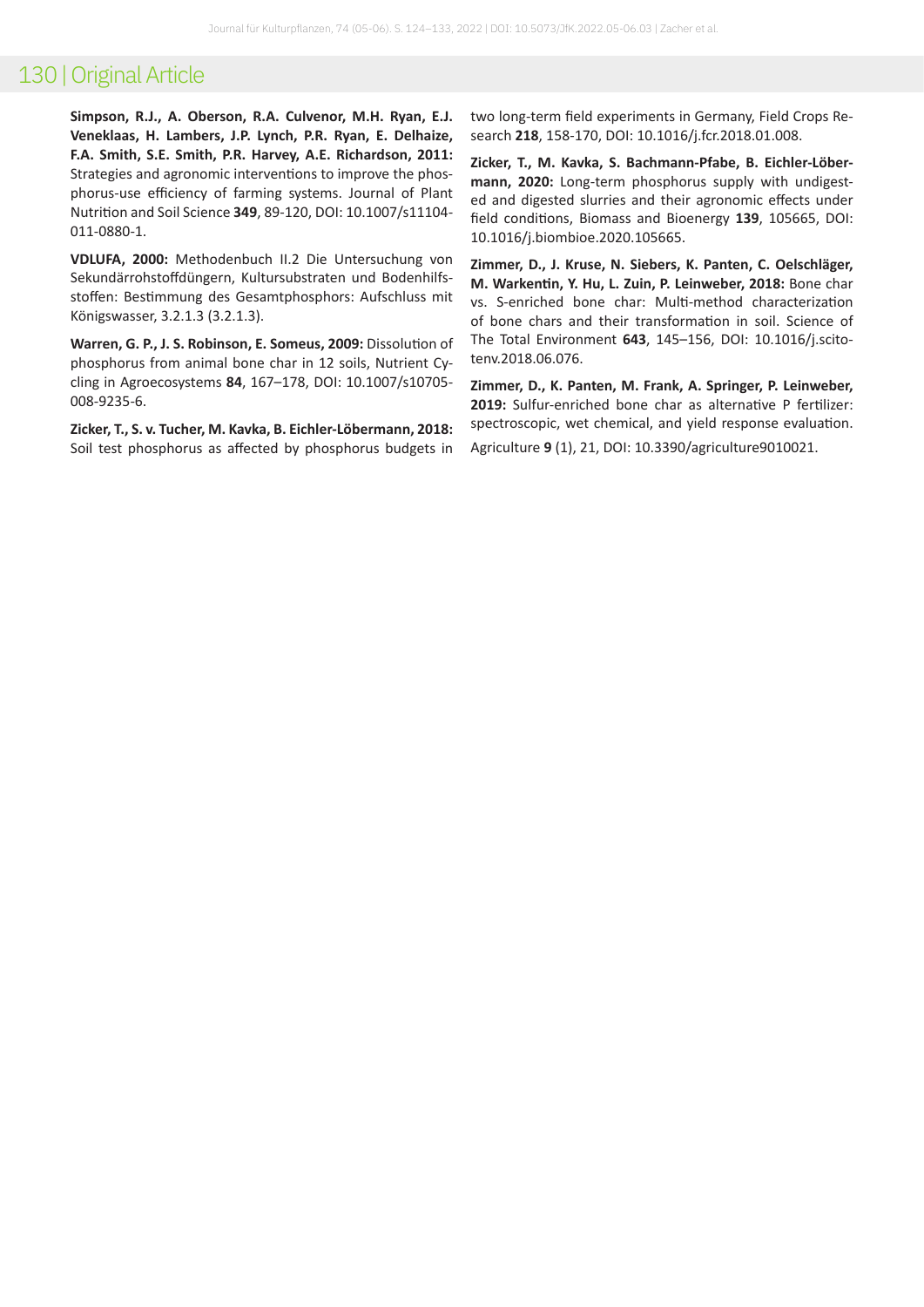**Simpson, R.J., A. Oberson, R.A. Culvenor, M.H. Ryan, E.J. Veneklaas, H. Lambers, J.P. Lynch, P.R. Ryan, E. Delhaize, F.A. Smith, S.E. Smith, P.R. Harvey, A.E. Richardson, 2011:** Strategies and agronomic interventions to improve the phosphorus-use efficiency of farming systems. Journal of Plant Nutrition and Soil Science **349**, 89-120, DOI: 10.1007/s11104-011-0880-1.

**VDLUFA, 2000:** Methodenbuch II.2 Die Untersuchung von Sekundärrohstoffdüngern, Kultursubstraten und Bodenhilfsstoffen: Bestimmung des Gesamtphosphors: Aufschluss mit Königswasser, 3.2.1.3 (3.2.1.3).

**Warren, G. P., J. S. Robinson, E. Someus, 2009:** Dissolution of phosphorus from animal bone char in 12 soils, Nutrient Cycling in Agroecosystems **84**, 167–178, DOI: 10.1007/s10705-008-9235-6.

**Zicker, T., S. v. Tucher, M. Kavka, B. Eichler-Löbermann, 2018:** Soil test phosphorus as affected by phosphorus budgets in two long-term field experiments in Germany, Field Crops Research **218**, 158-170, DOI: 10.1016/j.fcr.2018.01.008.

**Zicker, T., M. Kavka, S. Bachmann-Pfabe, B. Eichler-Löbermann, 2020:** Long-term phosphorus supply with undigested and digested slurries and their agronomic effects under field conditions, Biomass and Bioenergy **139**, 105665, DOI: 10.1016/j.biombioe.2020.105665.

**Zimmer, D., J. Kruse, N. Siebers, K. Panten, C. Oelschläger, M. Warkentin, Y. Hu, L. Zuin, P. Leinweber, 2018:** Bone char vs. S-enriched bone char: Multi-method characterization of bone chars and their transformation in soil. Science of The Total Environment **643**, 145–156, DOI: 10.1016/j.scitotenv.2018.06.076.

**Zimmer, D., K. Panten, M. Frank, A. Springer, P. Leinweber, 2019:** Sulfur-enriched bone char as alternative P fertilizer: spectroscopic, wet chemical, and yield response evaluation. Agriculture **9** (1), 21, DOI: 10.3390/agriculture9010021.